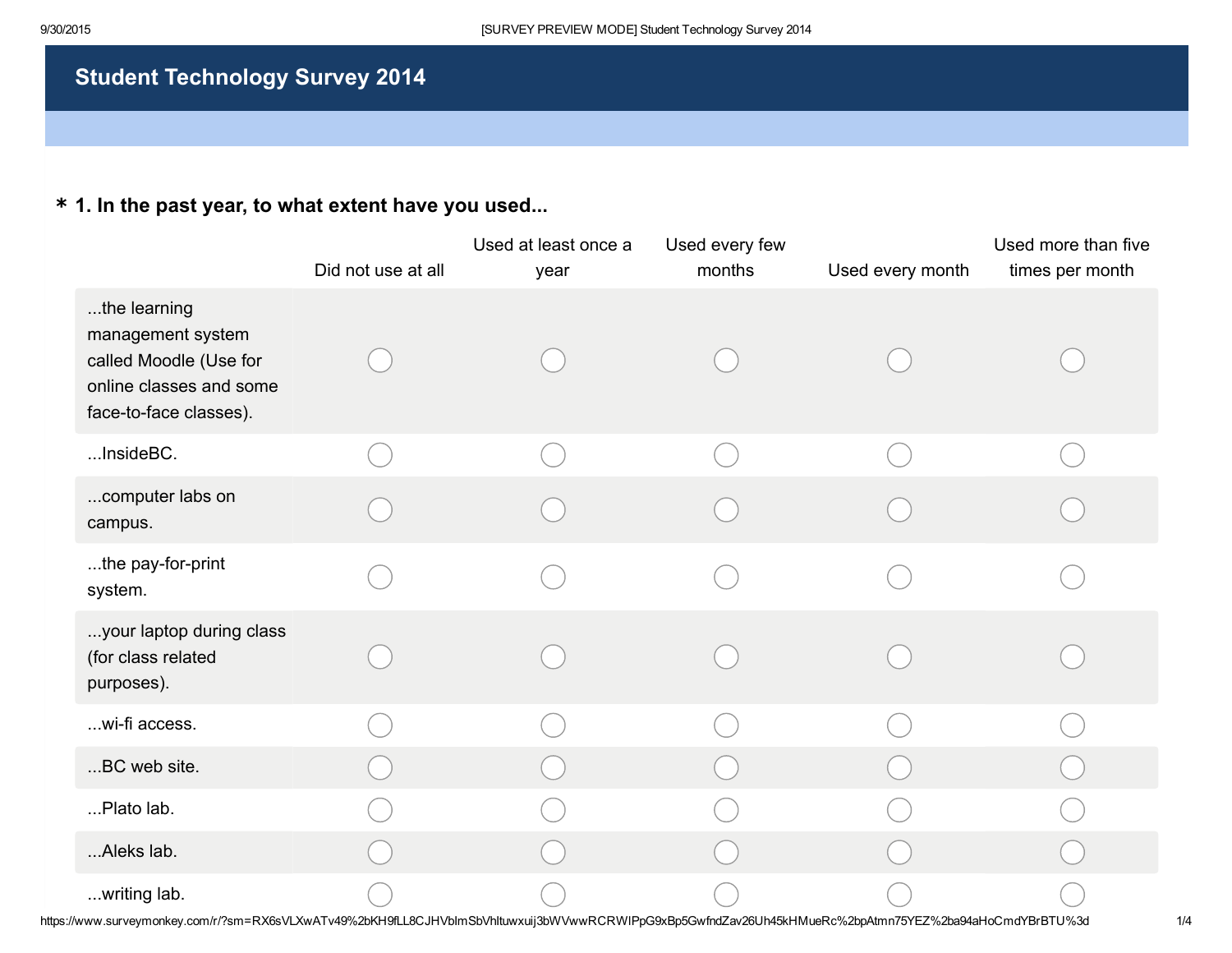# Student Technology Survey 2014

**\* 1. In the past year, to what extent have you used...**

| | Did not use at all | Used at least once a year | Used every few months | Used every month | Used more than five times per month |
|---|---|---|---|---|---|
| ...the learning management system called Moodle (Use for online classes and some face-to-face classes). | ○ | ○ | ○ | ○ | ○ |
| ...InsideBC. | ○ | ○ | ○ | ○ | ○ |
| ...computer labs on campus. | ○ | ○ | ○ | ○ | ○ |
| ...the pay-for-print system. | ○ | ○ | ○ | ○ | ○ |
| ...your laptop during class (for class related purposes). | ○ | ○ | ○ | ○ | ○ |
| ...wi-fi access. | ○ | ○ | ○ | ○ | ○ |
| ...BC web site. | ○ | ○ | ○ | ○ | ○ |
| ...Plato lab. | ○ | ○ | ○ | ○ | ○ |
| ...Aleks lab. | ○ | ○ | ○ | ○ | ○ |
| ...writing lab. | ○ | ○ | ○ | ○ | ○ |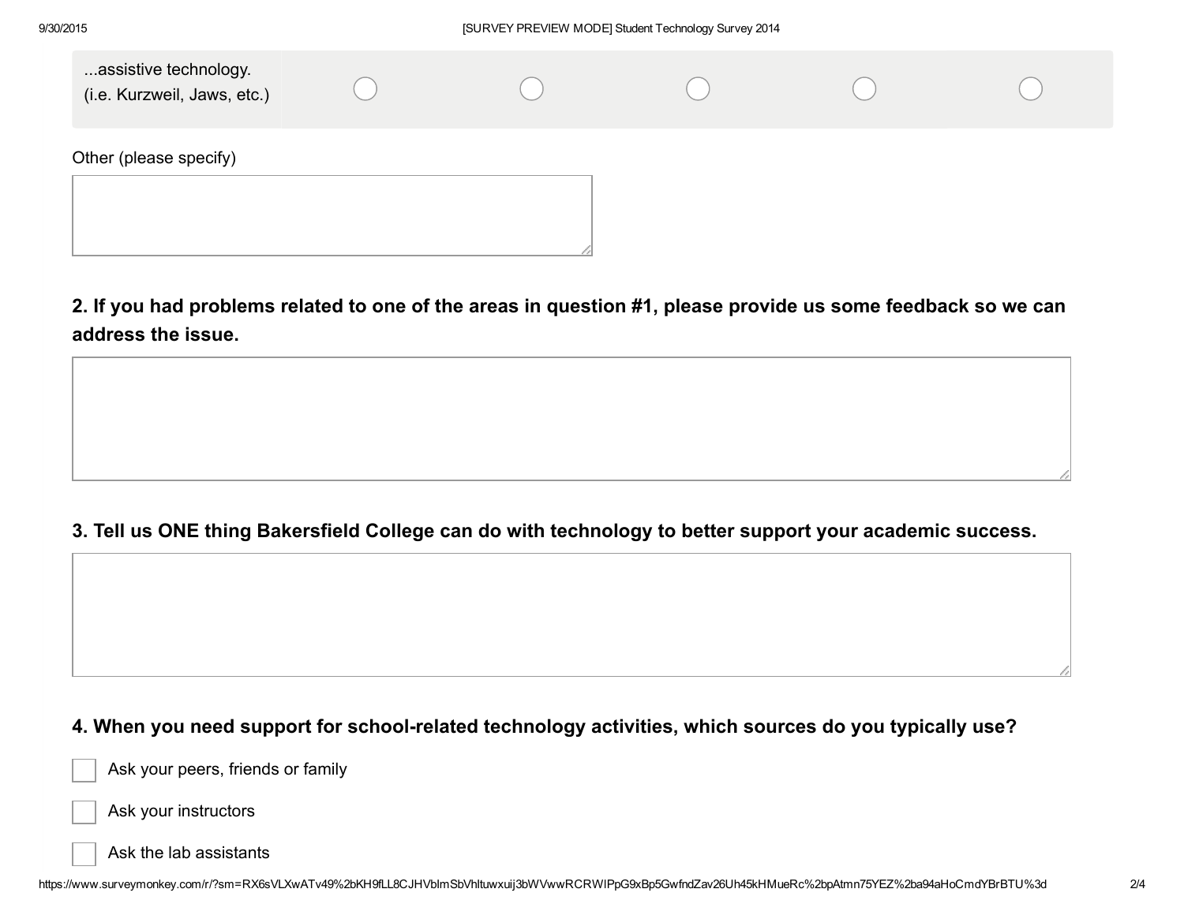...assistive technology. (i.e. Kurzweil, Jaws, etc.) ◯ ◯ ◯ ◯ ◯

Other (please specify)

______________________________

### 2. If you had problems related to one of the areas in question #1, please provide us some feedback so we can address the issue.

______________________________

### 3. Tell us ONE thing Bakersfield College can do with technology to better support your academic success.

______________________________

### 4. When you need support for school-related technology activities, which sources do you typically use?

- [ ] Ask your peers, friends or family
- [ ] Ask your instructors
- [ ] Ask the lab assistants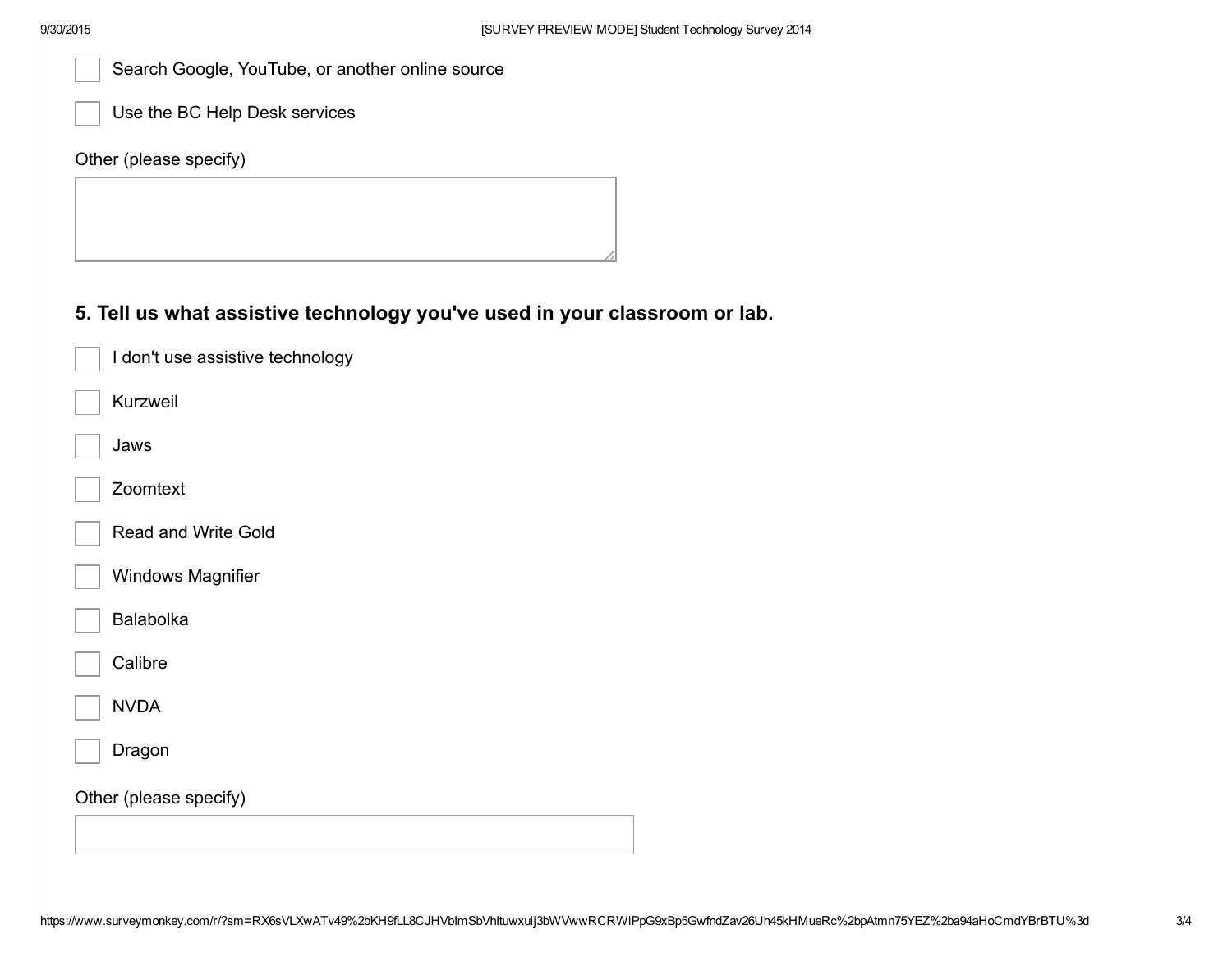- [ ] Search Google, YouTube, or another online source
- [ ] Use the BC Help Desk services

Other (please specify)

### 5. Tell us what assistive technology you've used in your classroom or lab.

- [ ] I don't use assistive technology
- [ ] Kurzweil
- [ ] Jaws
- [ ] Zoomtext
- [ ] Read and Write Gold
- [ ] Windows Magnifier
- [ ] Balabolka
- [ ] Calibre
- [ ] NVDA
- [ ] Dragon

Other (please specify)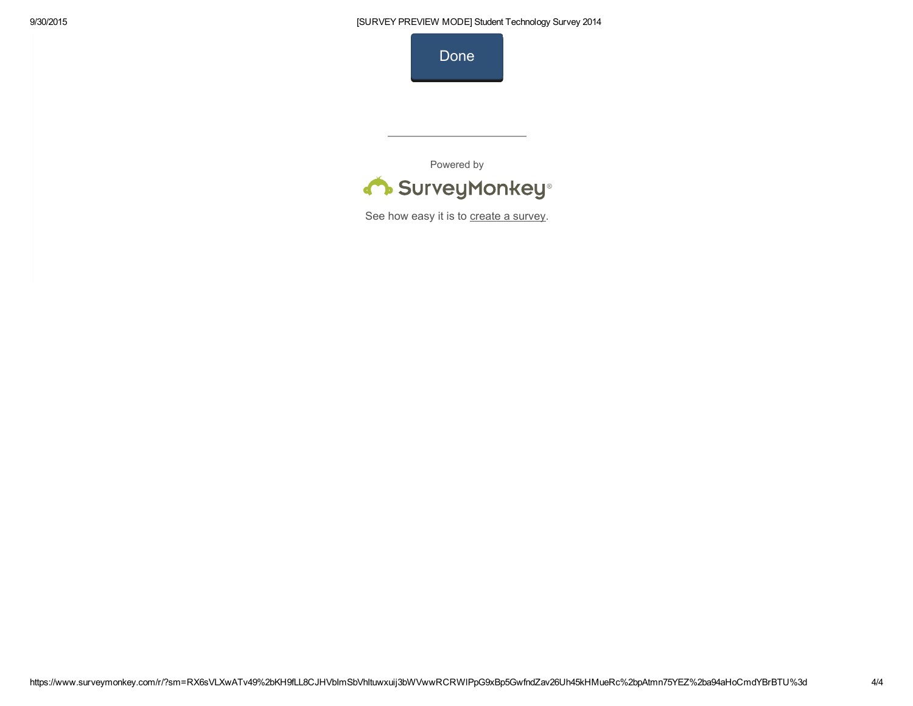Done

---

Powered by

SurveyMonkey®

See how easy it is to create a survey.